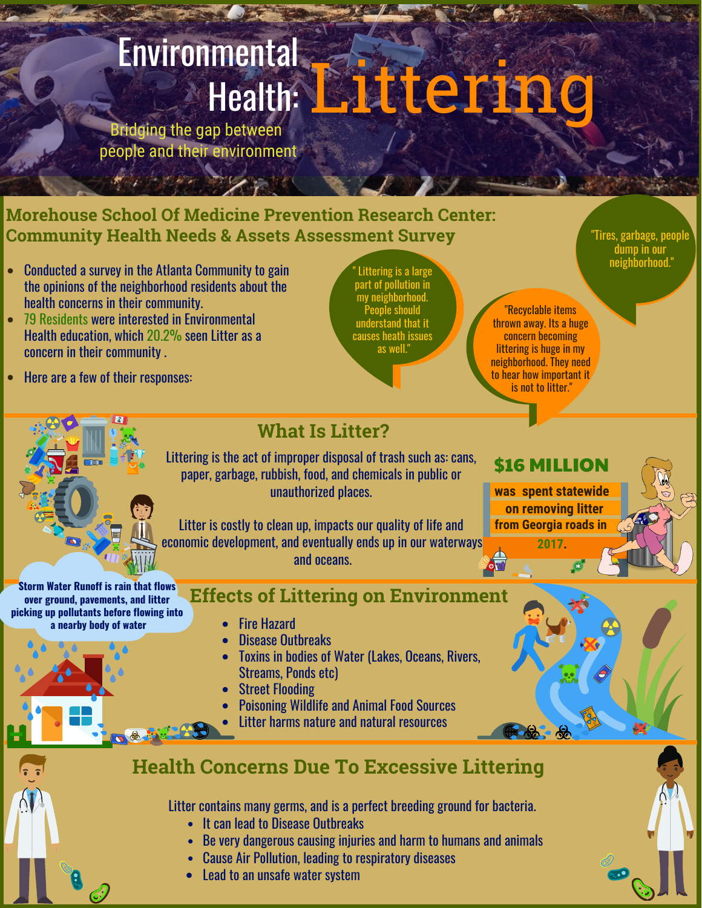# Environmental Health: Littering

Bridging the gap between people and their environment

## Morehouse School Of Medicine Prevention Research Center: Community Health Needs & Assets Assessment Survey

- Conducted a survey in the Atlanta Community to gain the opinions of the neighborhood residents about the health concerns in their community.
- 79 Residents were interested in Environmental Health education, which 20.2% seen Litter as a concern in their community .
- Here are a few of their responses:

" Littering is a large part of pollution in my neighborhood. People should understand that it causes heath issues as well."

"Recyclable items thrown away. Its a huge concern becoming littering is huge in my neighborhood. They need to hear how important it is not to litter."

"Tires, garbage, people dump in our neighborhood."

## What Is Litter?

Littering is the act of improper disposal of trash such as: cans, paper, garbage, rubbish, food, and chemicals in public or unauthorized places.

Litter is costly to clean up, impacts our quality of life and economic development, and eventually ends up in our waterways and oceans.

**$16 MILLION** was spent statewide on removing litter from Georgia roads in 2017.

## Effects of Littering on Environment

Storm Water Runoff is rain that flows over ground, pavements, and litter picking up pollutants before flowing into a nearby body of water

- Fire Hazard
- Disease Outbreaks
- Toxins in bodies of Water (Lakes, Oceans, Rivers, Streams, Ponds etc)
- Street Flooding
- Poisoning Wildlife and Animal Food Sources
- Litter harms nature and natural resources

## Health Concerns Due To Excessive Littering

Litter contains many germs, and is a perfect breeding ground for bacteria.

- It can lead to Disease Outbreaks
- Be very dangerous causing injuries and harm to humans and animals
- Cause Air Pollution, leading to respiratory diseases
- Lead to an unsafe water system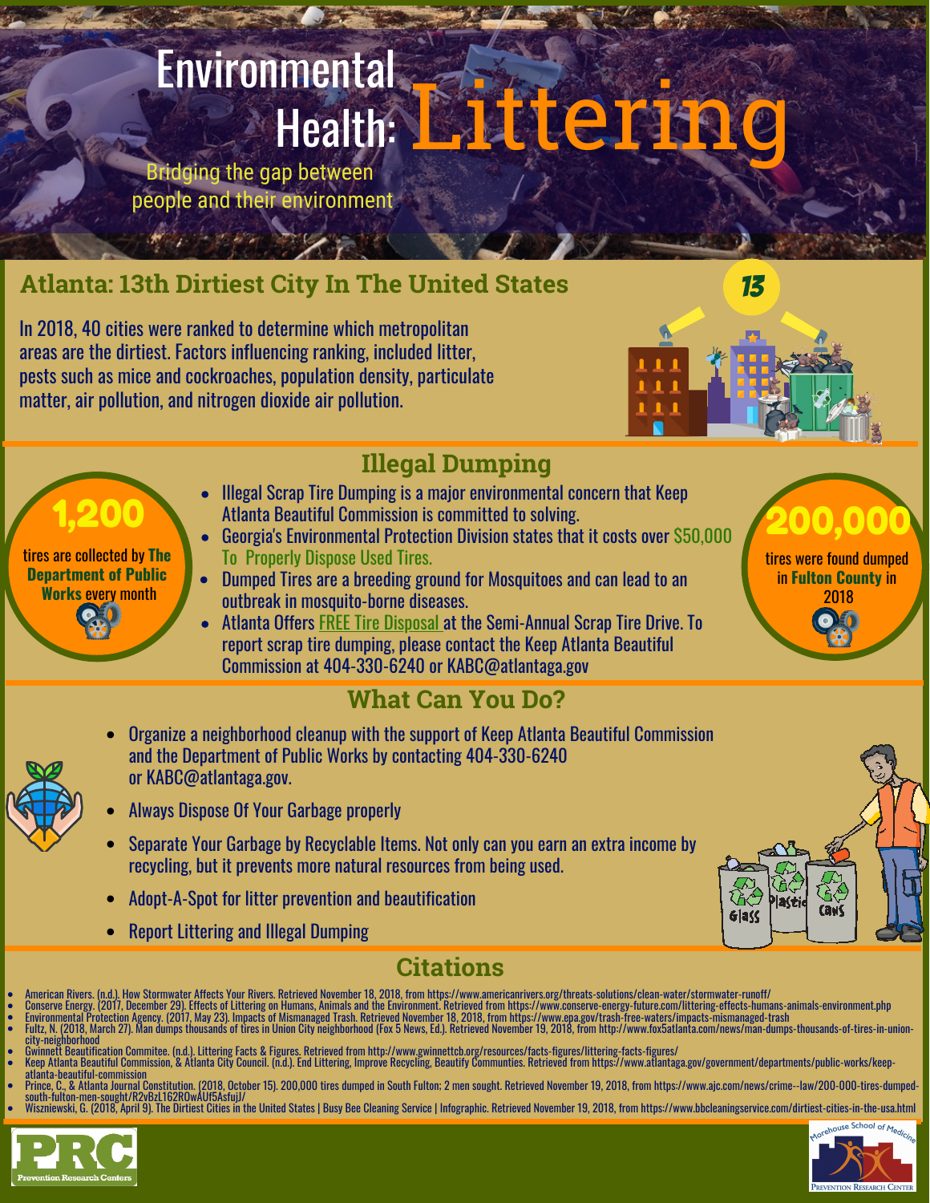# Environmental Health: Littering

Bridging the gap between people and their environment

## Atlanta: 13th Dirtiest City In The United States

13

In 2018, 40 cities were ranked to determine which metropolitan areas are the dirtiest. Factors influencing ranking, included litter, pests such as mice and cockroaches, population density, particulate matter, air pollution, and nitrogen dioxide air pollution.

## Illegal Dumping

**1,200**

tires are collected by **The Department of Public Works** every month

- Illegal Scrap Tire Dumping is a major environmental concern that Keep Atlanta Beautiful Commission is committed to solving.
- Georgia's Environmental Protection Division states that it costs over $50,000 To Properly Dispose Used Tires.
- Dumped Tires are a breeding ground for Mosquitoes and can lead to an outbreak in mosquito-borne diseases.
- Atlanta Offers FREE Tire Disposal at the Semi-Annual Scrap Tire Drive. To report scrap tire dumping, please contact the Keep Atlanta Beautiful Commission at 404-330-6240 or KABC@atlantaga.gov

**200,000**

tires were found dumped in **Fulton County** in 2018

## What Can You Do?

- Organize a neighborhood cleanup with the support of Keep Atlanta Beautiful Commission and the Department of Public Works by contacting 404-330-6240 or KABC@atlantaga.gov.
- Always Dispose Of Your Garbage properly
- Separate Your Garbage by Recyclable Items. Not only can you earn an extra income by recycling, but it prevents more natural resources from being used.
- Adopt-A-Spot for litter prevention and beautification
- Report Littering and Illegal Dumping

Glass Plastic Cans

## Citations

- American Rivers. (n.d.). How Stormwater Affects Your Rivers. Retrieved November 18, 2018, from https://www.americanrivers.org/threats-solutions/clean-water/stormwater-runoff/
- Conserve Energy. (2017, December 29). Effects of Littering on Humans, Animals and the Environment. Retrieved from https://www.conserve-energy-future.com/littering-effects-humans-animals-environment.php
- Environmental Protection Agency. (2017, May 23). Impacts of Mismanaged Trash. Retrieved November 18, 2018, from https://www.epa.gov/trash-free-waters/impacts-mismanaged-trash
- Fultz, N. (2018, March 27). Man dumps thousands of tires in Union City neighborhood (Fox 5 News, Ed.). Retrieved November 19, 2018, from http://www.fox5atlanta.com/news/man-dumps-thousands-of-tires-in-union-city-neighborhood
- Gwinnett Beautification Commitee. (n.d.). Littering Facts & Figures. Retrieved from http://www.gwinnettcb.org/resources/facts-figures/littering-facts-figures/
- Keep Atlanta Beautiful Commission, & Atlanta City Council. (n.d.). End Littering, Improve Recycling, Beautify Communties. Retrieved from https://www.atlantaga.gov/government/departments/public-works/keep-atlanta-beautiful-commission
- Prince, C., & Atlanta Journal Constitution. (2018, October 15). 200,000 tires dumped in South Fulton; 2 men sought. Retrieved November 19, 2018, from https://www.ajc.com/news/crime--law/200-000-tires-dumped-south-fulton-men-sought/R2vBzL162ROwAUf5AsfujJ/
- Wiszniewski, G. (2018, April 9). The Dirtiest Cities in the United States | Busy Bee Cleaning Service | Infographic. Retrieved November 19, 2018, from https://www.bbcleaningservice.com/dirtiest-cities-in-the-usa.html

PRC Prevention Research Centers

Morehouse School of Medicine Prevention Research Center